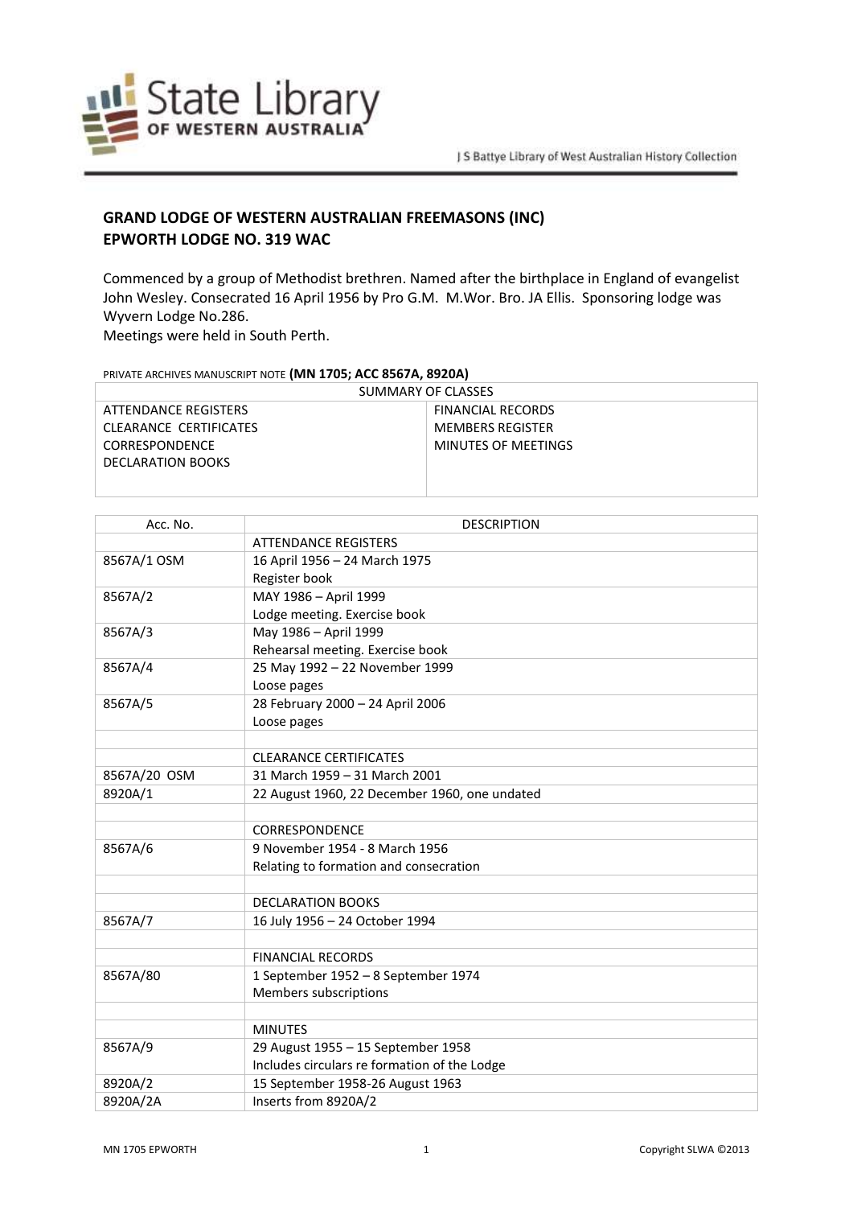## GRAND LODGE OF WESTERN AUSTRALIAN FREEMASONS (INC)
## EPWORTH LODGE NO. 319 WAC

Commenced by a group of Methodist brethren. Named after the birthplace in England of evangelist John Wesley. Consecrated 16 April 1956 by Pro G.M. M.Wor. Bro. JA Ellis. Sponsoring lodge was Wyvern Lodge No.286.
Meetings were held in South Perth.

PRIVATE ARCHIVES MANUSCRIPT NOTE **(MN 1705; ACC 8567A, 8920A)**

| SUMMARY OF CLASSES | |
|---|---|
| ATTENDANCE REGISTERS<br>CLEARANCE CERTIFICATES<br>CORRESPONDENCE<br>DECLARATION BOOKS | FINANCIAL RECORDS<br>MEMBERS REGISTER<br>MINUTES OF MEETINGS |

| Acc. No. | DESCRIPTION |
|---|---|
| | ATTENDANCE REGISTERS |
| 8567A/1 OSM | 16 April 1956 – 24 March 1975<br>Register book |
| 8567A/2 | MAY 1986 – April 1999<br>Lodge meeting. Exercise book |
| 8567A/3 | May 1986 – April 1999<br>Rehearsal meeting. Exercise book |
| 8567A/4 | 25 May 1992 – 22 November 1999<br>Loose pages |
| 8567A/5 | 28 February 2000 – 24 April 2006<br>Loose pages |
| | |
| | CLEARANCE CERTIFICATES |
| 8567A/20 OSM | 31 March 1959 – 31 March 2001 |
| 8920A/1 | 22 August 1960, 22 December 1960, one undated |
| | |
| | CORRESPONDENCE |
| 8567A/6 | 9 November 1954 - 8 March 1956<br>Relating to formation and consecration |
| | |
| | DECLARATION BOOKS |
| 8567A/7 | 16 July 1956 – 24 October 1994 |
| | |
| | FINANCIAL RECORDS |
| 8567A/80 | 1 September 1952 – 8 September 1974<br>Members subscriptions |
| | |
| | MINUTES |
| 8567A/9 | 29 August 1955 – 15 September 1958<br>Includes circulars re formation of the Lodge |
| 8920A/2 | 15 September 1958-26 August 1963 |
| 8920A/2A | Inserts from 8920A/2 |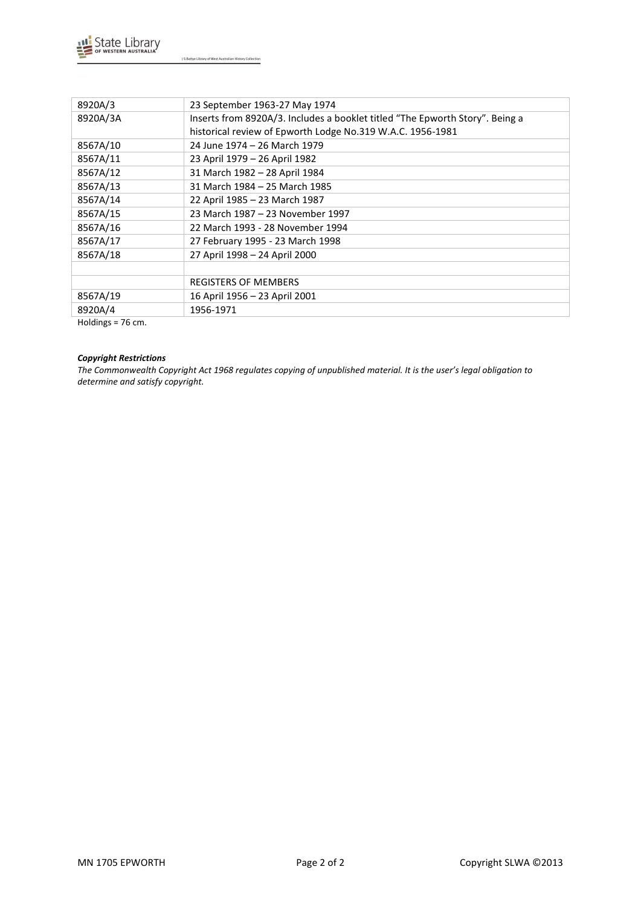| | |
|---|---|
| 8920A/3 | 23 September 1963-27 May 1974 |
| 8920A/3A | Inserts from 8920A/3. Includes a booklet titled "The Epworth Story". Being a historical review of Epworth Lodge No.319 W.A.C. 1956-1981 |
| 8567A/10 | 24 June 1974 – 26 March 1979 |
| 8567A/11 | 23 April 1979 – 26 April 1982 |
| 8567A/12 | 31 March 1982 – 28 April 1984 |
| 8567A/13 | 31 March 1984 – 25 March 1985 |
| 8567A/14 | 22 April 1985 – 23 March 1987 |
| 8567A/15 | 23 March 1987 – 23 November 1997 |
| 8567A/16 | 22 March 1993 - 28 November 1994 |
| 8567A/17 | 27 February 1995 - 23 March 1998 |
| 8567A/18 | 27 April 1998 – 24 April 2000 |
| | |
| | REGISTERS OF MEMBERS |
| 8567A/19 | 16 April 1956 – 23 April 2001 |
| 8920A/4 | 1956-1971 |

Holdings = 76 cm.

***Copyright Restrictions***

*The Commonwealth Copyright Act 1968 regulates copying of unpublished material. It is the user's legal obligation to determine and satisfy copyright.*